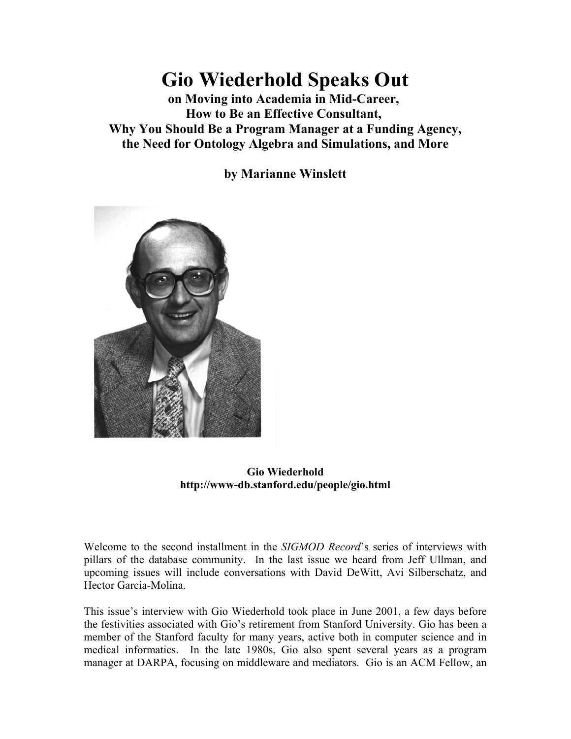# Gio Wiederhold Speaks Out

**on Moving into Academia in Mid-Career,**
**How to Be an Effective Consultant,**
**Why You Should Be a Program Manager at a Funding Agency,**
**the Need for Ontology Algebra and Simulations, and More**

**by Marianne Winslett**

**Gio Wiederhold**
**http://www-db.stanford.edu/people/gio.html**

Welcome to the second installment in the *SIGMOD Record*'s series of interviews with pillars of the database community. In the last issue we heard from Jeff Ullman, and upcoming issues will include conversations with David DeWitt, Avi Silberschatz, and Hector Garcia-Molina.

This issue's interview with Gio Wiederhold took place in June 2001, a few days before the festivities associated with Gio's retirement from Stanford University. Gio has been a member of the Stanford faculty for many years, active both in computer science and in medical informatics. In the late 1980s, Gio also spent several years as a program manager at DARPA, focusing on middleware and mediators. Gio is an ACM Fellow, an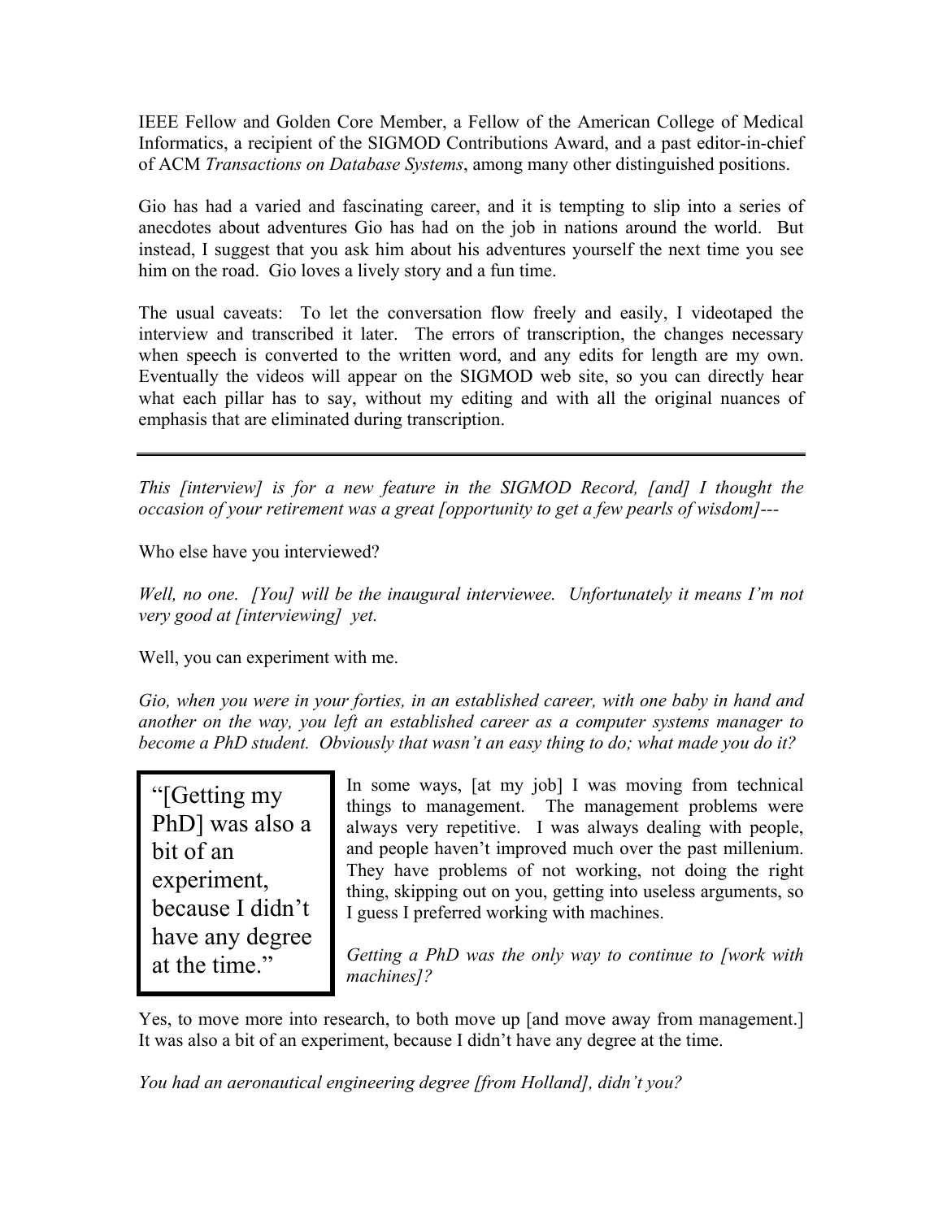IEEE Fellow and Golden Core Member, a Fellow of the American College of Medical Informatics, a recipient of the SIGMOD Contributions Award, and a past editor-in-chief of ACM *Transactions on Database Systems*, among many other distinguished positions.

Gio has had a varied and fascinating career, and it is tempting to slip into a series of anecdotes about adventures Gio has had on the job in nations around the world. But instead, I suggest that you ask him about his adventures yourself the next time you see him on the road. Gio loves a lively story and a fun time.

The usual caveats: To let the conversation flow freely and easily, I videotaped the interview and transcribed it later. The errors of transcription, the changes necessary when speech is converted to the written word, and any edits for length are my own. Eventually the videos will appear on the SIGMOD web site, so you can directly hear what each pillar has to say, without my editing and with all the original nuances of emphasis that are eliminated during transcription.

---

*This [interview] is for a new feature in the SIGMOD Record, [and] I thought the occasion of your retirement was a great [opportunity to get a few pearls of wisdom]---*

Who else have you interviewed?

*Well, no one. [You] will be the inaugural interviewee. Unfortunately it means I'm not very good at [interviewing] yet.*

Well, you can experiment with me.

*Gio, when you were in your forties, in an established career, with one baby in hand and another on the way, you left an established career as a computer systems manager to become a PhD student. Obviously that wasn't an easy thing to do; what made you do it?*

> "[Getting my PhD] was also a bit of an experiment, because I didn't have any degree at the time."

In some ways, [at my job] I was moving from technical things to management. The management problems were always very repetitive. I was always dealing with people, and people haven't improved much over the past millenium. They have problems of not working, not doing the right thing, skipping out on you, getting into useless arguments, so I guess I preferred working with machines.

*Getting a PhD was the only way to continue to [work with machines]?*

Yes, to move more into research, to both move up [and move away from management.] It was also a bit of an experiment, because I didn't have any degree at the time.

*You had an aeronautical engineering degree [from Holland], didn't you?*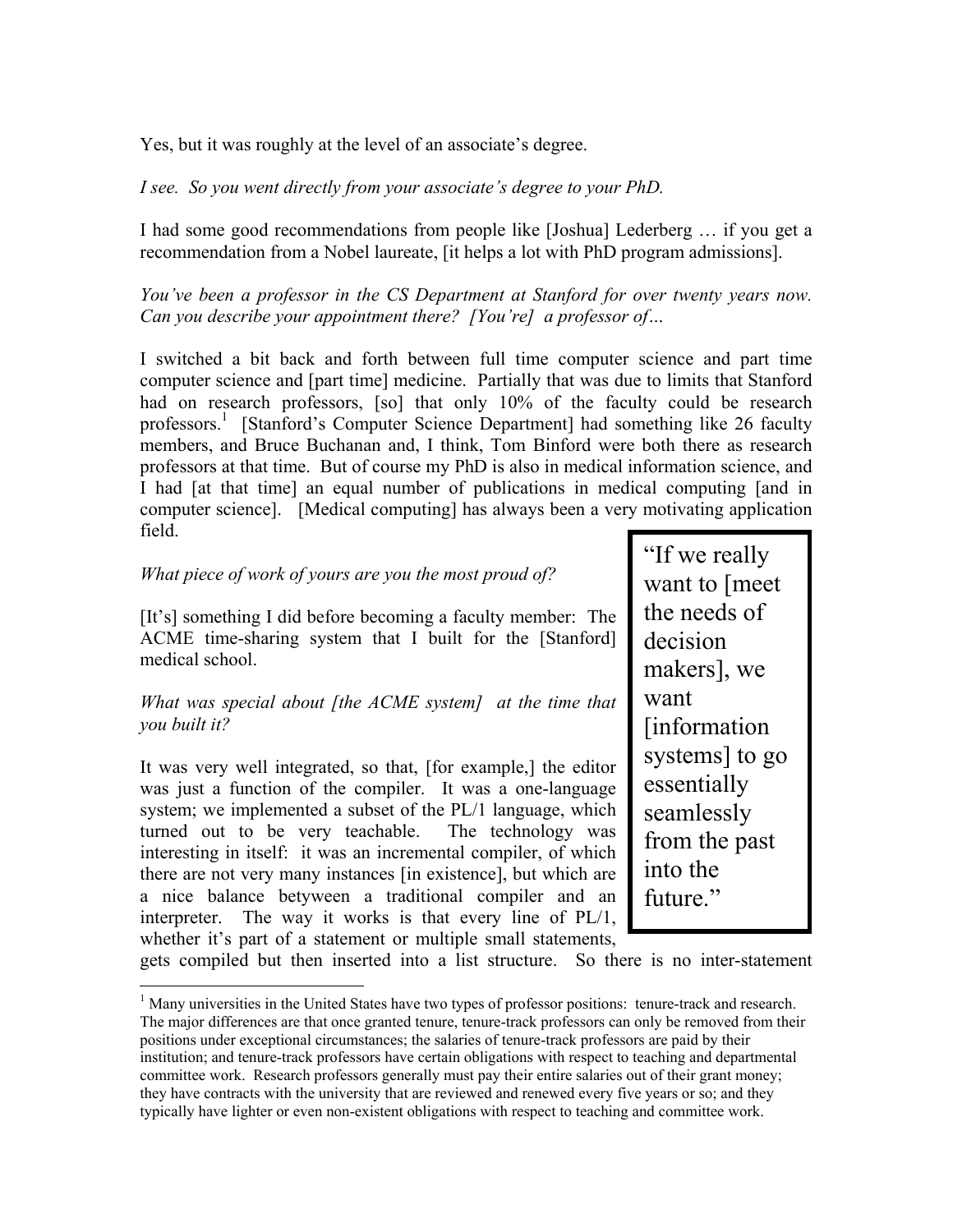Yes, but it was roughly at the level of an associate's degree.

*I see. So you went directly from your associate's degree to your PhD.*

I had some good recommendations from people like [Joshua] Lederberg … if you get a recommendation from a Nobel laureate, [it helps a lot with PhD program admissions].

*You've been a professor in the CS Department at Stanford for over twenty years now. Can you describe your appointment there? [You're] a professor of…*

I switched a bit back and forth between full time computer science and part time computer science and [part time] medicine. Partially that was due to limits that Stanford had on research professors, [so] that only 10% of the faculty could be research professors.[1] [Stanford's Computer Science Department] had something like 26 faculty members, and Bruce Buchanan and, I think, Tom Binford were both there as research professors at that time. But of course my PhD is also in medical information science, and I had [at that time] an equal number of publications in medical computing [and in computer science]. [Medical computing] has always been a very motivating application field.

> "If we really want to [meet the needs of decision makers], we want [information systems] to go essentially seamlessly from the past into the future."

*What piece of work of yours are you the most proud of?*

[It's] something I did before becoming a faculty member: The ACME time-sharing system that I built for the [Stanford] medical school.

*What was special about [the ACME system] at the time that you built it?*

It was very well integrated, so that, [for example,] the editor was just a function of the compiler. It was a one-language system; we implemented a subset of the PL/1 language, which turned out to be very teachable. The technology was interesting in itself: it was an incremental compiler, of which there are not very many instances [in existence], but which are a nice balance betyween a traditional compiler and an interpreter. The way it works is that every line of PL/1, whether it's part of a statement or multiple small statements, gets compiled but then inserted into a list structure. So there is no inter-statement

[1] Many universities in the United States have two types of professor positions: tenure-track and research. The major differences are that once granted tenure, tenure-track professors can only be removed from their positions under exceptional circumstances; the salaries of tenure-track professors are paid by their institution; and tenure-track professors have certain obligations with respect to teaching and departmental committee work. Research professors generally must pay their entire salaries out of their grant money; they have contracts with the university that are reviewed and renewed every five years or so; and they typically have lighter or even non-existent obligations with respect to teaching and committee work.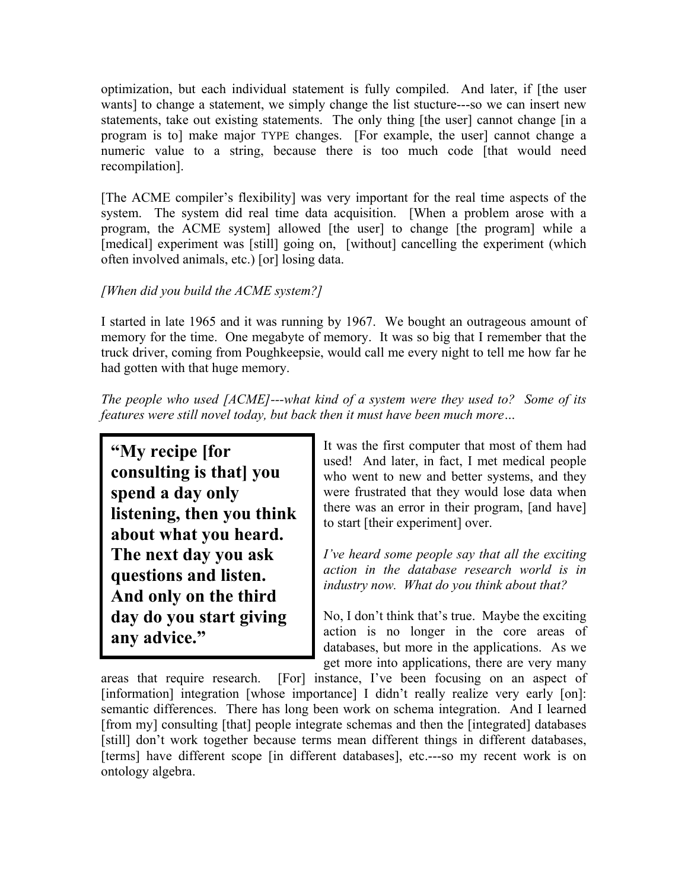optimization, but each individual statement is fully compiled. And later, if [the user wants] to change a statement, we simply change the list stucture---so we can insert new statements, take out existing statements. The only thing [the user] cannot change [in a program is to] make major TYPE changes. [For example, the user] cannot change a numeric value to a string, because there is too much code [that would need recompilation].

[The ACME compiler's flexibility] was very important for the real time aspects of the system. The system did real time data acquisition. [When a problem arose with a program, the ACME system] allowed [the user] to change [the program] while a [medical] experiment was [still] going on, [without] cancelling the experiment (which often involved animals, etc.) [or] losing data.

*[When did you build the ACME system?]*

I started in late 1965 and it was running by 1967. We bought an outrageous amount of memory for the time. One megabyte of memory. It was so big that I remember that the truck driver, coming from Poughkeepsie, would call me every night to tell me how far he had gotten with that huge memory.

*The people who used [ACME]---what kind of a system were they used to? Some of its features were still novel today, but back then it must have been much more…*

> **"My recipe [for consulting is that] you spend a day only listening, then you think about what you heard. The next day you ask questions and listen. And only on the third day do you start giving any advice."**

It was the first computer that most of them had used! And later, in fact, I met medical people who went to new and better systems, and they were frustrated that they would lose data when there was an error in their program, [and have] to start [their experiment] over.

*I've heard some people say that all the exciting action in the database research world is in industry now. What do you think about that?*

No, I don't think that's true. Maybe the exciting action is no longer in the core areas of databases, but more in the applications. As we get more into applications, there are very many areas that require research. [For] instance, I've been focusing on an aspect of [information] integration [whose importance] I didn't really realize very early [on]: semantic differences. There has long been work on schema integration. And I learned [from my] consulting [that] people integrate schemas and then the [integrated] databases [still] don't work together because terms mean different things in different databases, [terms] have different scope [in different databases], etc.---so my recent work is on ontology algebra.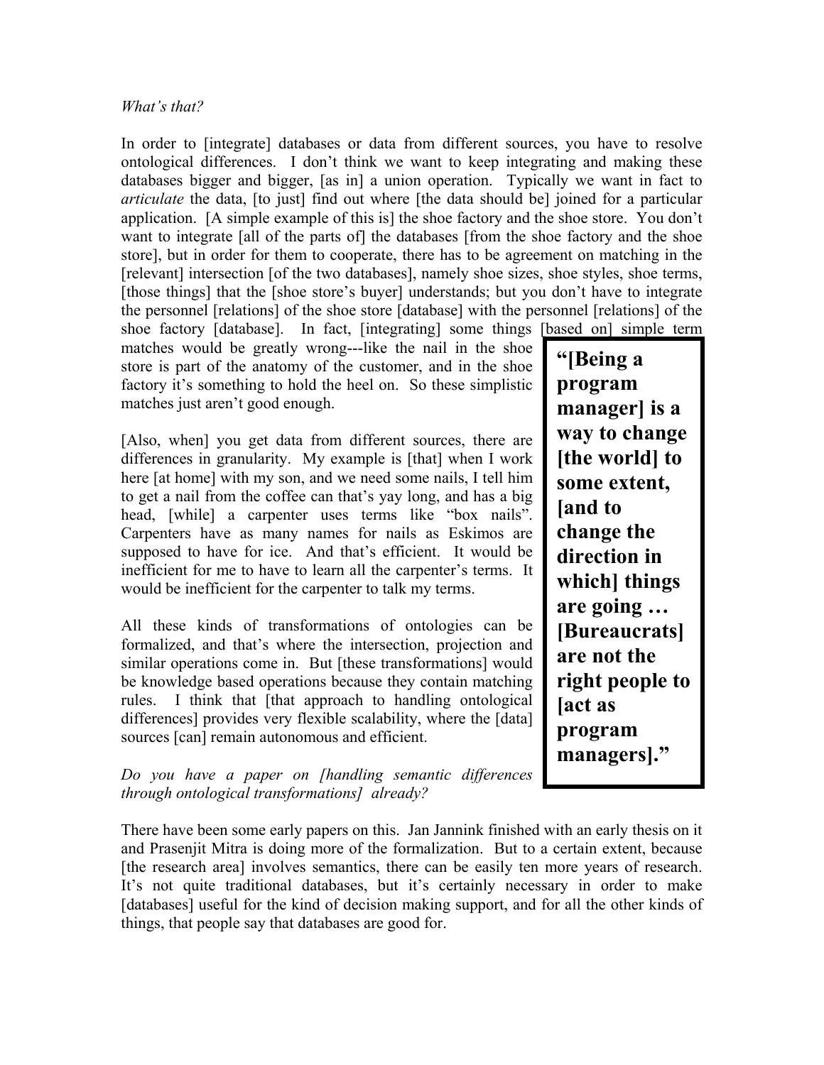*What's that?*

In order to [integrate] databases or data from different sources, you have to resolve ontological differences. I don't think we want to keep integrating and making these databases bigger and bigger, [as in] a union operation. Typically we want in fact to *articulate* the data, [to just] find out where [the data should be] joined for a particular application. [A simple example of this is] the shoe factory and the shoe store. You don't want to integrate [all of the parts of] the databases [from the shoe factory and the shoe store], but in order for them to cooperate, there has to be agreement on matching in the [relevant] intersection [of the two databases], namely shoe sizes, shoe styles, shoe terms, [those things] that the [shoe store's buyer] understands; but you don't have to integrate the personnel [relations] of the shoe store [database] with the personnel [relations] of the shoe factory [database]. In fact, [integrating] some things [based on] simple term matches would be greatly wrong---like the nail in the shoe store is part of the anatomy of the customer, and in the shoe factory it's something to hold the heel on. So these simplistic matches just aren't good enough.

> **"[Being a program manager] is a way to change [the world] to some extent, [and to change the direction in which] things are going … [Bureaucrats] are not the right people to [act as program managers]."**

[Also, when] you get data from different sources, there are differences in granularity. My example is [that] when I work here [at home] with my son, and we need some nails, I tell him to get a nail from the coffee can that's yay long, and has a big head, [while] a carpenter uses terms like "box nails". Carpenters have as many names for nails as Eskimos are supposed to have for ice. And that's efficient. It would be inefficient for me to have to learn all the carpenter's terms. It would be inefficient for the carpenter to talk my terms.

All these kinds of transformations of ontologies can be formalized, and that's where the intersection, projection and similar operations come in. But [these transformations] would be knowledge based operations because they contain matching rules. I think that [that approach to handling ontological differences] provides very flexible scalability, where the [data] sources [can] remain autonomous and efficient.

*Do you have a paper on [handling semantic differences through ontological transformations] already?*

There have been some early papers on this. Jan Jannink finished with an early thesis on it and Prasenjit Mitra is doing more of the formalization. But to a certain extent, because [the research area] involves semantics, there can be easily ten more years of research. It's not quite traditional databases, but it's certainly necessary in order to make [databases] useful for the kind of decision making support, and for all the other kinds of things, that people say that databases are good for.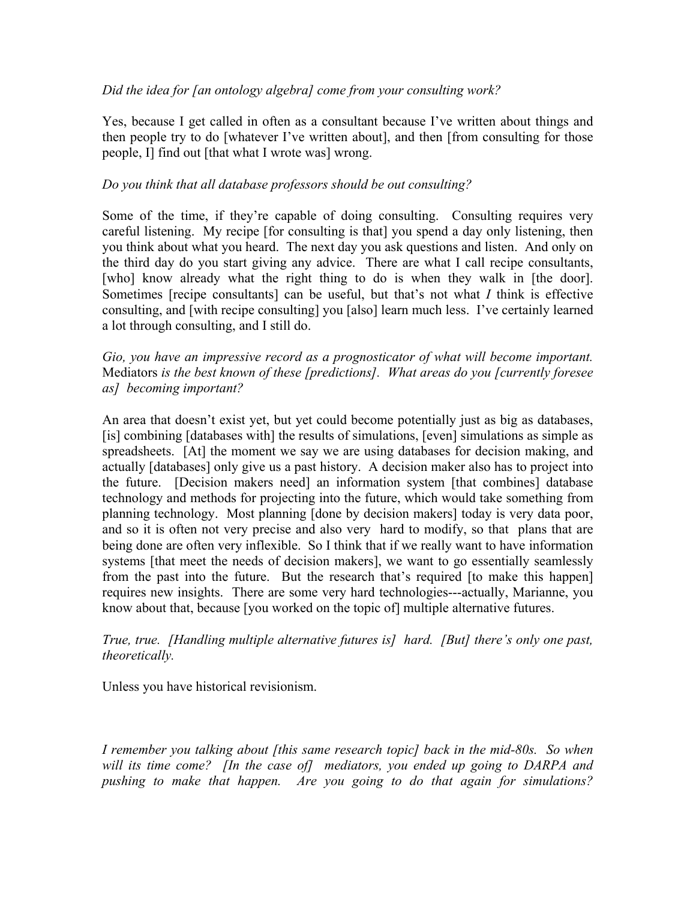*Did the idea for [an ontology algebra] come from your consulting work?*

Yes, because I get called in often as a consultant because I've written about things and then people try to do [whatever I've written about], and then [from consulting for those people, I] find out [that what I wrote was] wrong.

*Do you think that all database professors should be out consulting?*

Some of the time, if they're capable of doing consulting. Consulting requires very careful listening. My recipe [for consulting is that] you spend a day only listening, then you think about what you heard. The next day you ask questions and listen. And only on the third day do you start giving any advice. There are what I call recipe consultants, [who] know already what the right thing to do is when they walk in [the door]. Sometimes [recipe consultants] can be useful, but that's not what *I* think is effective consulting, and [with recipe consulting] you [also] learn much less. I've certainly learned a lot through consulting, and I still do.

*Gio, you have an impressive record as a prognosticator of what will become important.* Mediators *is the best known of these [predictions]. What areas do you [currently foresee as] becoming important?*

An area that doesn't exist yet, but yet could become potentially just as big as databases, [is] combining [databases with] the results of simulations, [even] simulations as simple as spreadsheets. [At] the moment we say we are using databases for decision making, and actually [databases] only give us a past history. A decision maker also has to project into the future. [Decision makers need] an information system [that combines] database technology and methods for projecting into the future, which would take something from planning technology. Most planning [done by decision makers] today is very data poor, and so it is often not very precise and also very hard to modify, so that plans that are being done are often very inflexible. So I think that if we really want to have information systems [that meet the needs of decision makers], we want to go essentially seamlessly from the past into the future. But the research that's required [to make this happen] requires new insights. There are some very hard technologies---actually, Marianne, you know about that, because [you worked on the topic of] multiple alternative futures.

*True, true. [Handling multiple alternative futures is] hard. [But] there's only one past, theoretically.*

Unless you have historical revisionism.

*I remember you talking about [this same research topic] back in the mid-80s. So when will its time come? [In the case of] mediators, you ended up going to DARPA and pushing to make that happen. Are you going to do that again for simulations?*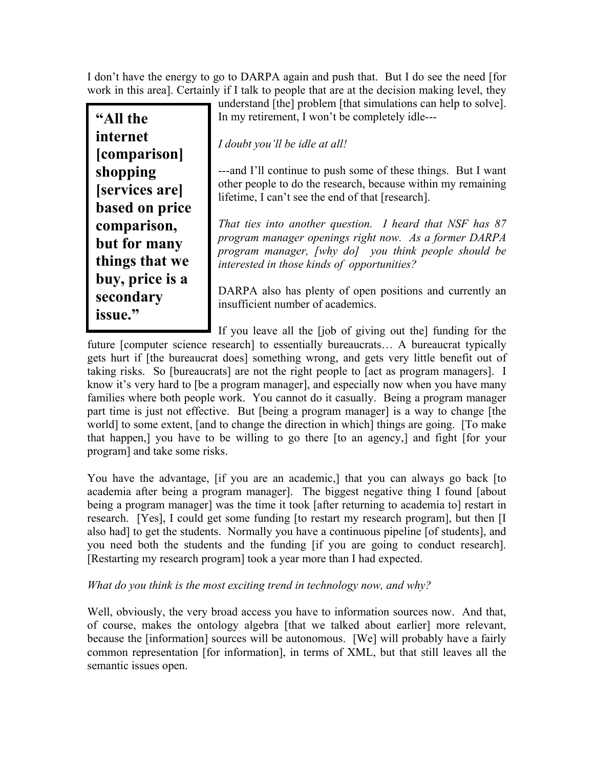I don't have the energy to go to DARPA again and push that. But I do see the need [for work in this area]. Certainly if I talk to people that are at the decision making level, they understand [the] problem [that simulations can help to solve]. In my retirement, I won't be completely idle---

> **"All the internet [comparison] shopping [services are] based on price comparison, but for many things that we buy, price is a secondary issue."**

*I doubt you'll be idle at all!*

---and I'll continue to push some of these things. But I want other people to do the research, because within my remaining lifetime, I can't see the end of that [research].

*That ties into another question. I heard that NSF has 87 program manager openings right now. As a former DARPA program manager, [why do] you think people should be interested in those kinds of opportunities?*

DARPA also has plenty of open positions and currently an insufficient number of academics.

If you leave all the [job of giving out the] funding for the future [computer science research] to essentially bureaucrats… A bureaucrat typically gets hurt if [the bureaucrat does] something wrong, and gets very little benefit out of taking risks. So [bureaucrats] are not the right people to [act as program managers]. I know it's very hard to [be a program manager], and especially now when you have many families where both people work. You cannot do it casually. Being a program manager part time is just not effective. But [being a program manager] is a way to change [the world] to some extent, [and to change the direction in which] things are going. [To make that happen,] you have to be willing to go there [to an agency,] and fight [for your program] and take some risks.

You have the advantage, [if you are an academic,] that you can always go back [to academia after being a program manager]. The biggest negative thing I found [about being a program manager] was the time it took [after returning to academia to] restart in research. [Yes], I could get some funding [to restart my research program], but then [I also had] to get the students. Normally you have a continuous pipeline [of students], and you need both the students and the funding [if you are going to conduct research]. [Restarting my research program] took a year more than I had expected.

*What do you think is the most exciting trend in technology now, and why?*

Well, obviously, the very broad access you have to information sources now. And that, of course, makes the ontology algebra [that we talked about earlier] more relevant, because the [information] sources will be autonomous. [We] will probably have a fairly common representation [for information], in terms of XML, but that still leaves all the semantic issues open.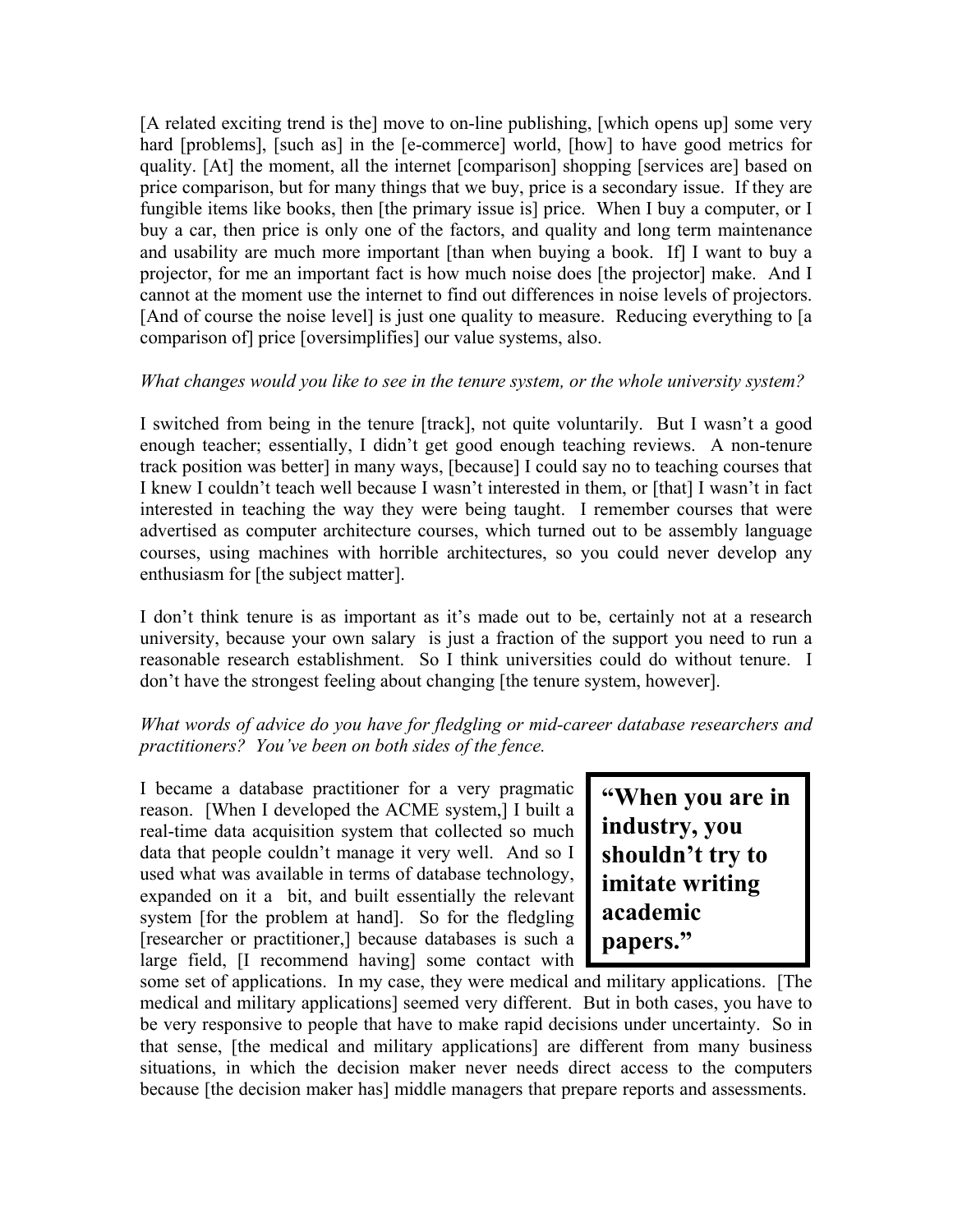[A related exciting trend is the] move to on-line publishing, [which opens up] some very hard [problems], [such as] in the [e-commerce] world, [how] to have good metrics for quality. [At] the moment, all the internet [comparison] shopping [services are] based on price comparison, but for many things that we buy, price is a secondary issue. If they are fungible items like books, then [the primary issue is] price. When I buy a computer, or I buy a car, then price is only one of the factors, and quality and long term maintenance and usability are much more important [than when buying a book. If] I want to buy a projector, for me an important fact is how much noise does [the projector] make. And I cannot at the moment use the internet to find out differences in noise levels of projectors. [And of course the noise level] is just one quality to measure. Reducing everything to [a comparison of] price [oversimplifies] our value systems, also.

*What changes would you like to see in the tenure system, or the whole university system?*

I switched from being in the tenure [track], not quite voluntarily. But I wasn't a good enough teacher; essentially, I didn't get good enough teaching reviews. A non-tenure track position was better] in many ways, [because] I could say no to teaching courses that I knew I couldn't teach well because I wasn't interested in them, or [that] I wasn't in fact interested in teaching the way they were being taught. I remember courses that were advertised as computer architecture courses, which turned out to be assembly language courses, using machines with horrible architectures, so you could never develop any enthusiasm for [the subject matter].

I don't think tenure is as important as it's made out to be, certainly not at a research university, because your own salary is just a fraction of the support you need to run a reasonable research establishment. So I think universities could do without tenure. I don't have the strongest feeling about changing [the tenure system, however].

*What words of advice do you have for fledgling or mid-career database researchers and practitioners? You've been on both sides of the fence.*

> **"When you are in industry, you shouldn't try to imitate writing academic papers."**

I became a database practitioner for a very pragmatic reason. [When I developed the ACME system,] I built a real-time data acquisition system that collected so much data that people couldn't manage it very well. And so I used what was available in terms of database technology, expanded on it a bit, and built essentially the relevant system [for the problem at hand]. So for the fledgling [researcher or practitioner,] because databases is such a large field, [I recommend having] some contact with some set of applications. In my case, they were medical and military applications. [The medical and military applications] seemed very different. But in both cases, you have to be very responsive to people that have to make rapid decisions under uncertainty. So in that sense, [the medical and military applications] are different from many business situations, in which the decision maker never needs direct access to the computers because [the decision maker has] middle managers that prepare reports and assessments.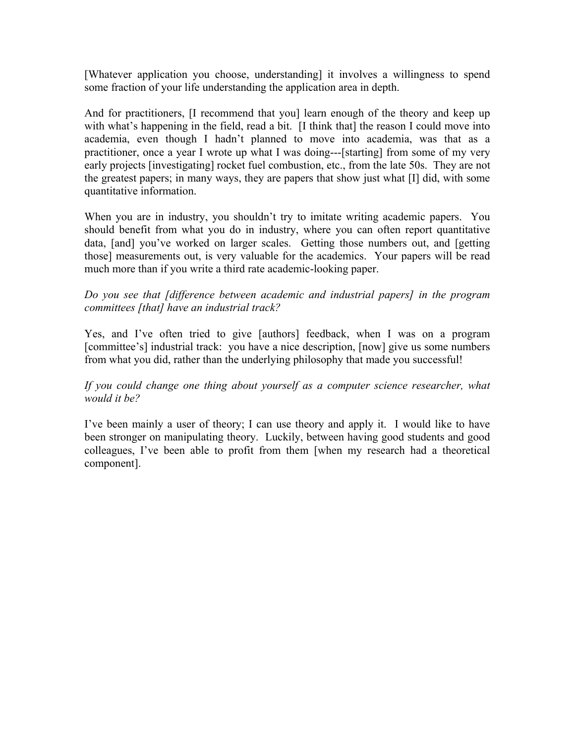[Whatever application you choose, understanding] it involves a willingness to spend some fraction of your life understanding the application area in depth.

And for practitioners, [I recommend that you] learn enough of the theory and keep up with what's happening in the field, read a bit. [I think that] the reason I could move into academia, even though I hadn't planned to move into academia, was that as a practitioner, once a year I wrote up what I was doing---[starting] from some of my very early projects [investigating] rocket fuel combustion, etc., from the late 50s. They are not the greatest papers; in many ways, they are papers that show just what [I] did, with some quantitative information.

When you are in industry, you shouldn't try to imitate writing academic papers. You should benefit from what you do in industry, where you can often report quantitative data, [and] you've worked on larger scales. Getting those numbers out, and [getting those] measurements out, is very valuable for the academics. Your papers will be read much more than if you write a third rate academic-looking paper.

*Do you see that [difference between academic and industrial papers] in the program committees [that] have an industrial track?*

Yes, and I've often tried to give [authors] feedback, when I was on a program [committee's] industrial track: you have a nice description, [now] give us some numbers from what you did, rather than the underlying philosophy that made you successful!

*If you could change one thing about yourself as a computer science researcher, what would it be?*

I've been mainly a user of theory; I can use theory and apply it. I would like to have been stronger on manipulating theory. Luckily, between having good students and good colleagues, I've been able to profit from them [when my research had a theoretical component].